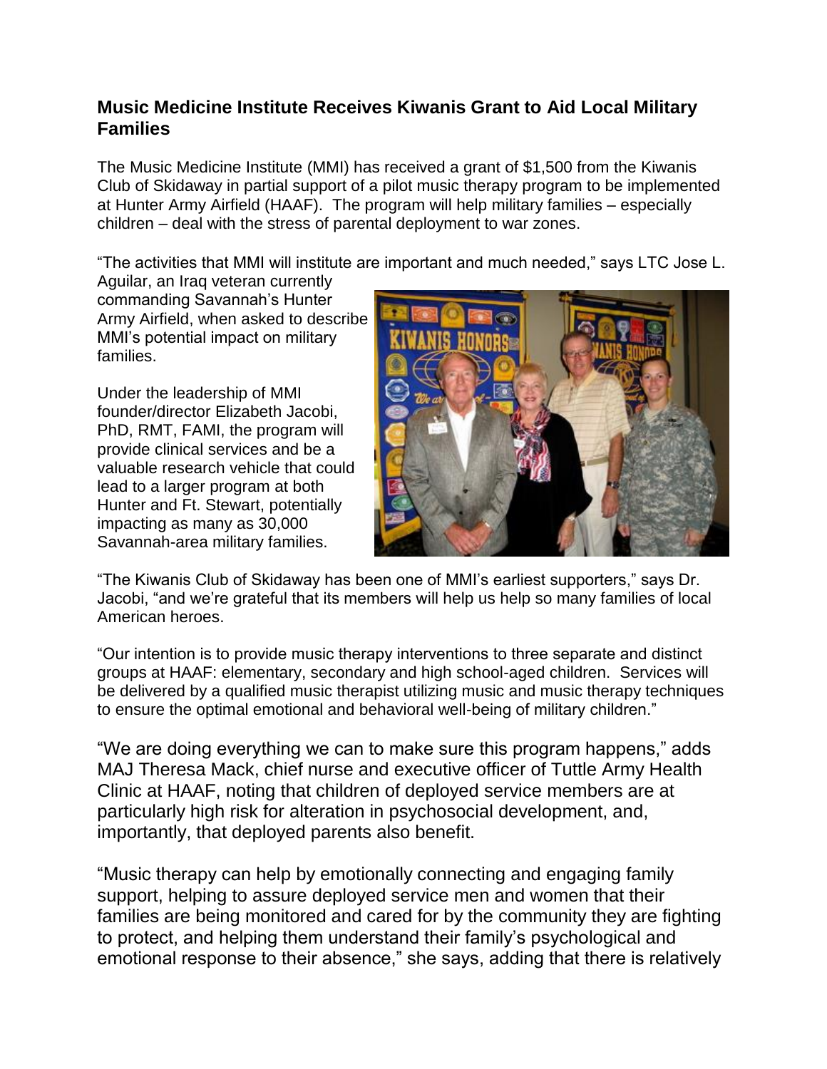## Music Medicine Institute Receives Kiwanis Grant to Aid Local Military Families

The Music Medicine Institute (MMI) has received a grant of $1,500 from the Kiwanis Club of Skidaway in partial support of a pilot music therapy program to be implemented at Hunter Army Airfield (HAAF). The program will help military families – especially children – deal with the stress of parental deployment to war zones.

"The activities that MMI will institute are important and much needed," says LTC Jose L. Aguilar, an Iraq veteran currently commanding Savannah's Hunter Army Airfield, when asked to describe MMI's potential impact on military families.

Under the leadership of MMI founder/director Elizabeth Jacobi, PhD, RMT, FAMI, the program will provide clinical services and be a valuable research vehicle that could lead to a larger program at both Hunter and Ft. Stewart, potentially impacting as many as 30,000 Savannah-area military families.

"The Kiwanis Club of Skidaway has been one of MMI's earliest supporters," says Dr. Jacobi, "and we're grateful that its members will help us help so many families of local American heroes.

"Our intention is to provide music therapy interventions to three separate and distinct groups at HAAF: elementary, secondary and high school-aged children. Services will be delivered by a qualified music therapist utilizing music and music therapy techniques to ensure the optimal emotional and behavioral well-being of military children."

"We are doing everything we can to make sure this program happens," adds MAJ Theresa Mack, chief nurse and executive officer of Tuttle Army Health Clinic at HAAF, noting that children of deployed service members are at particularly high risk for alteration in psychosocial development, and, importantly, that deployed parents also benefit.

"Music therapy can help by emotionally connecting and engaging family support, helping to assure deployed service men and women that their families are being monitored and cared for by the community they are fighting to protect, and helping them understand their family's psychological and emotional response to their absence," she says, adding that there is relatively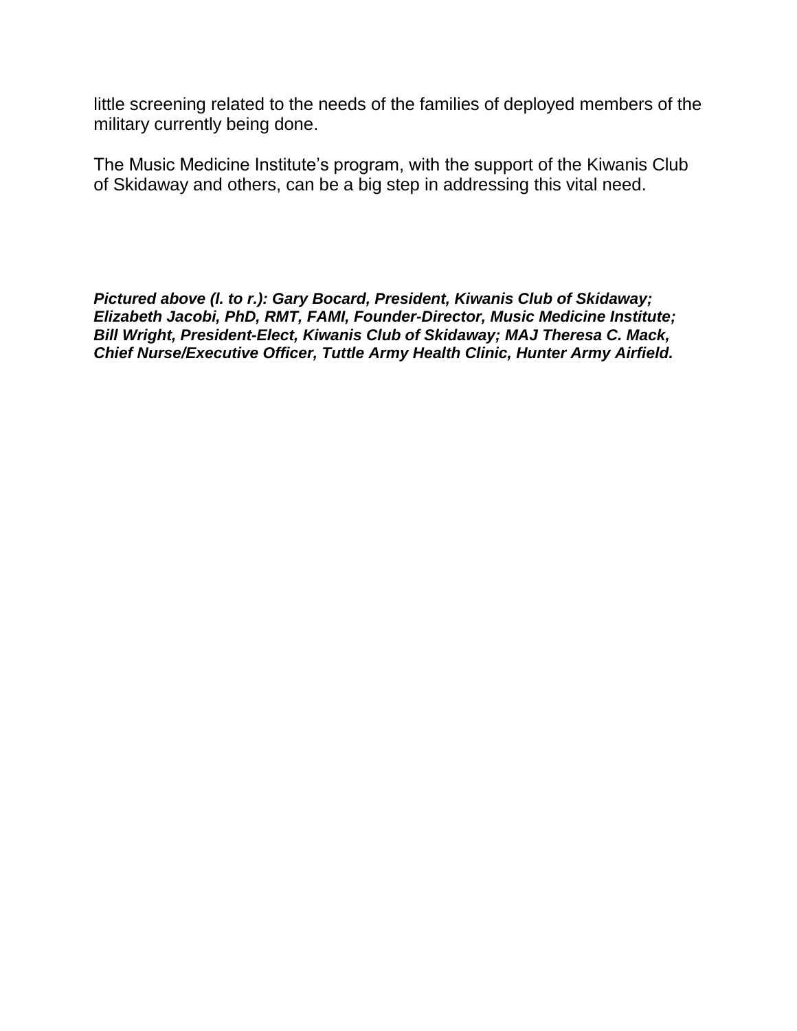little screening related to the needs of the families of deployed members of the military currently being done.

The Music Medicine Institute's program, with the support of the Kiwanis Club of Skidaway and others, can be a big step in addressing this vital need.

***Pictured above (l. to r.): Gary Bocard, President, Kiwanis Club of Skidaway; Elizabeth Jacobi, PhD, RMT, FAMI, Founder-Director, Music Medicine Institute; Bill Wright, President-Elect, Kiwanis Club of Skidaway; MAJ Theresa C. Mack, Chief Nurse/Executive Officer, Tuttle Army Health Clinic, Hunter Army Airfield.***